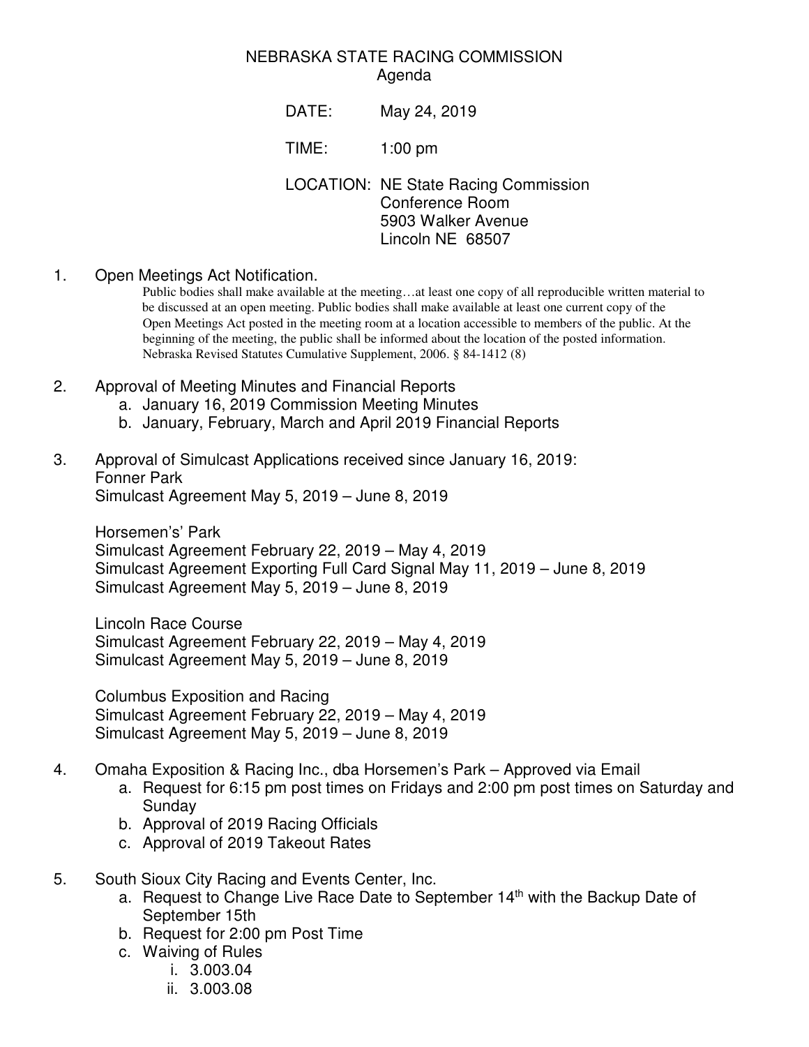# NEBRASKA STATE RACING COMMISSION
## Agenda

DATE: May 24, 2019

TIME: 1:00 pm

LOCATION: NE State Racing Commission
Conference Room
5903 Walker Avenue
Lincoln NE 68507

1. Open Meetings Act Notification.

   Public bodies shall make available at the meeting…at least one copy of all reproducible written material to be discussed at an open meeting. Public bodies shall make available at least one current copy of the Open Meetings Act posted in the meeting room at a location accessible to members of the public. At the beginning of the meeting, the public shall be informed about the location of the posted information. Nebraska Revised Statutes Cumulative Supplement, 2006. § 84-1412 (8)

2. Approval of Meeting Minutes and Financial Reports
   a. January 16, 2019 Commission Meeting Minutes
   b. January, February, March and April 2019 Financial Reports

3. Approval of Simulcast Applications received since January 16, 2019:

   Fonner Park
   Simulcast Agreement May 5, 2019 – June 8, 2019

   Horsemen's' Park
   Simulcast Agreement February 22, 2019 – May 4, 2019
   Simulcast Agreement Exporting Full Card Signal May 11, 2019 – June 8, 2019
   Simulcast Agreement May 5, 2019 – June 8, 2019

   Lincoln Race Course
   Simulcast Agreement February 22, 2019 – May 4, 2019
   Simulcast Agreement May 5, 2019 – June 8, 2019

   Columbus Exposition and Racing
   Simulcast Agreement February 22, 2019 – May 4, 2019
   Simulcast Agreement May 5, 2019 – June 8, 2019

4. Omaha Exposition & Racing Inc., dba Horsemen's Park – Approved via Email
   a. Request for 6:15 pm post times on Fridays and 2:00 pm post times on Saturday and Sunday
   b. Approval of 2019 Racing Officials
   c. Approval of 2019 Takeout Rates

5. South Sioux City Racing and Events Center, Inc.
   a. Request to Change Live Race Date to September 14th with the Backup Date of September 15th
   b. Request for 2:00 pm Post Time
   c. Waiving of Rules
      i. 3.003.04
      ii. 3.003.08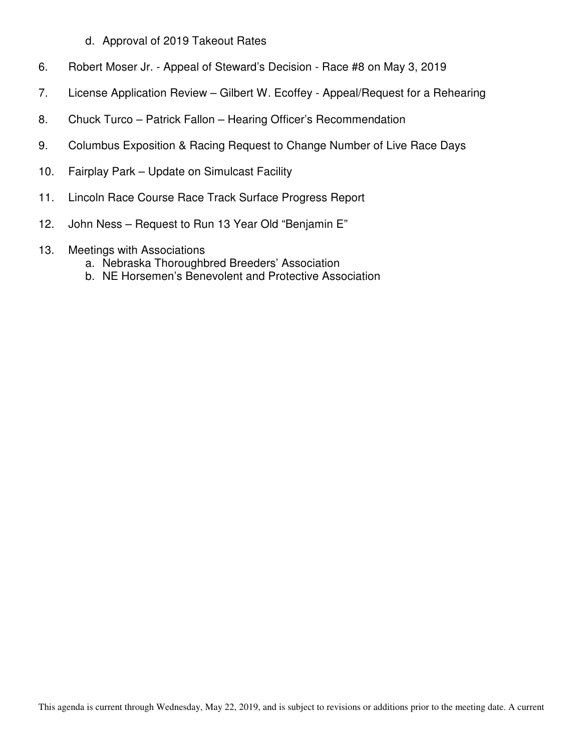d. Approval of 2019 Takeout Rates

6. Robert Moser Jr. - Appeal of Steward's Decision - Race #8 on May 3, 2019

7. License Application Review – Gilbert W. Ecoffey - Appeal/Request for a Rehearing

8. Chuck Turco – Patrick Fallon – Hearing Officer's Recommendation

9. Columbus Exposition & Racing Request to Change Number of Live Race Days

10. Fairplay Park – Update on Simulcast Facility

11. Lincoln Race Course Race Track Surface Progress Report

12. John Ness – Request to Run 13 Year Old "Benjamin E"

13. Meetings with Associations
    a. Nebraska Thoroughbred Breeders' Association
    b. NE Horsemen's Benevolent and Protective Association

This agenda is current through Wednesday, May 22, 2019, and is subject to revisions or additions prior to the meeting date. A current